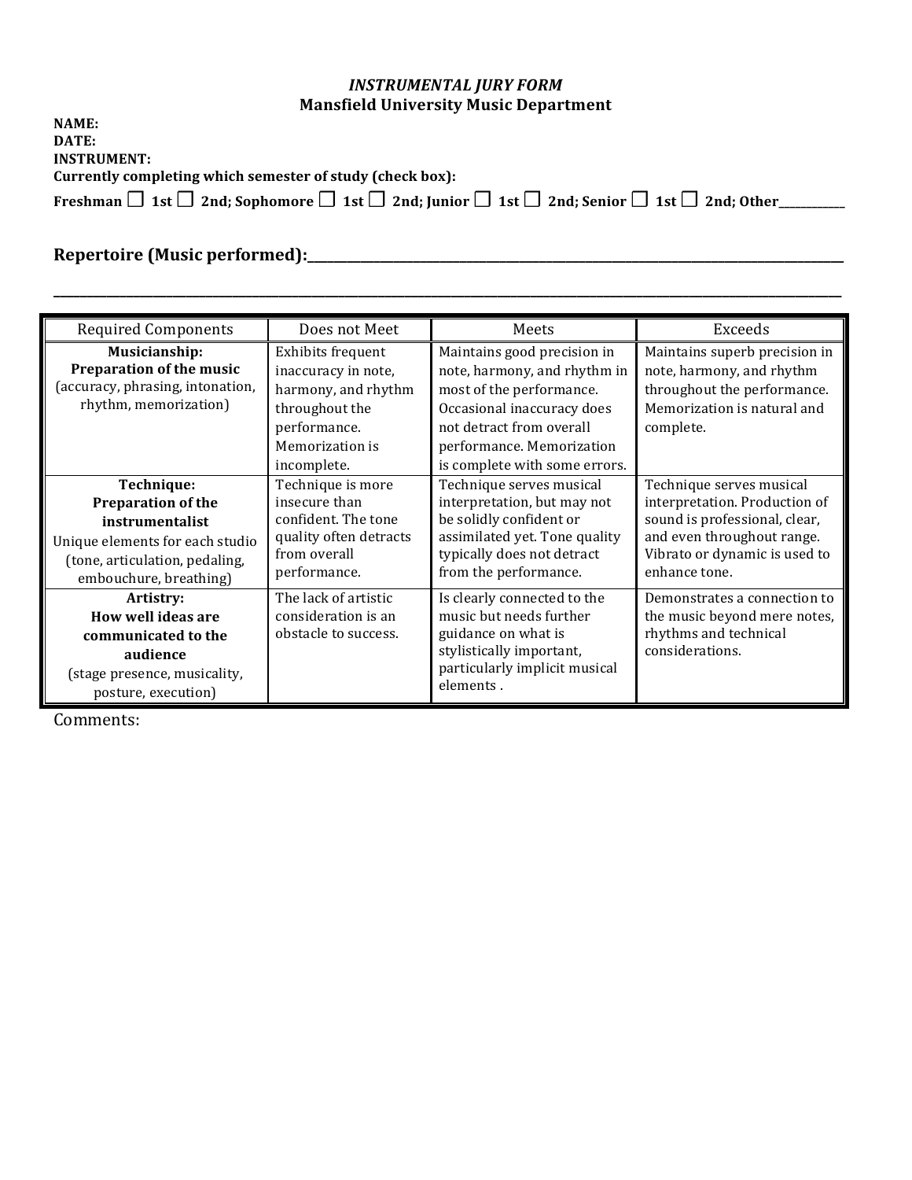*INSTRUMENTAL JURY FORM*

**Mansfield University Music Department**

**NAME:**
**DATE:**
**INSTRUMENT:**
**Currently completing which semester of study (check box):**

**Freshman ☐ 1st ☐ 2nd; Sophomore ☐ 1st ☐ 2nd; Junior ☐ 1st ☐ 2nd; Senior ☐ 1st ☐ 2nd; Other\_\_\_\_\_\_\_\_\_\_\_**

**Repertoire (Music performed):\_\_\_\_\_\_\_\_\_\_\_\_\_\_\_\_\_\_\_\_\_\_\_\_\_\_\_\_\_\_\_\_\_\_\_\_\_\_\_\_\_\_\_\_\_\_\_\_\_\_\_\_\_\_**

\_\_\_\_\_\_\_\_\_\_\_\_\_\_\_\_\_\_\_\_\_\_\_\_\_\_\_\_\_\_\_\_\_\_\_\_\_\_\_\_\_\_\_\_\_\_\_\_\_\_\_\_\_\_\_\_\_\_\_\_\_\_\_\_\_\_\_\_\_\_\_\_\_\_\_\_\_\_\_\_

| Required Components | Does not Meet | Meets | Exceeds |
|---|---|---|---|
| **Musicianship: Preparation of the music** (accuracy, phrasing, intonation, rhythm, memorization) | Exhibits frequent inaccuracy in note, harmony, and rhythm throughout the performance. Memorization is incomplete. | Maintains good precision in note, harmony, and rhythm in most of the performance. Occasional inaccuracy does not detract from overall performance. Memorization is complete with some errors. | Maintains superb precision in note, harmony, and rhythm throughout the performance. Memorization is natural and complete. |
| **Technique: Preparation of the instrumentalist** Unique elements for each studio (tone, articulation, pedaling, embouchure, breathing) | Technique is more insecure than confident. The tone quality often detracts from overall performance. | Technique serves musical interpretation, but may not be solidly confident or assimilated yet. Tone quality typically does not detract from the performance. | Technique serves musical interpretation. Production of sound is professional, clear, and even throughout range. Vibrato or dynamic is used to enhance tone. |
| **Artistry: How well ideas are communicated to the audience** (stage presence, musicality, posture, execution) | The lack of artistic consideration is an obstacle to success. | Is clearly connected to the music but needs further guidance on what is stylistically important, particularly implicit musical elements . | Demonstrates a connection to the music beyond mere notes, rhythms and technical considerations. |

Comments: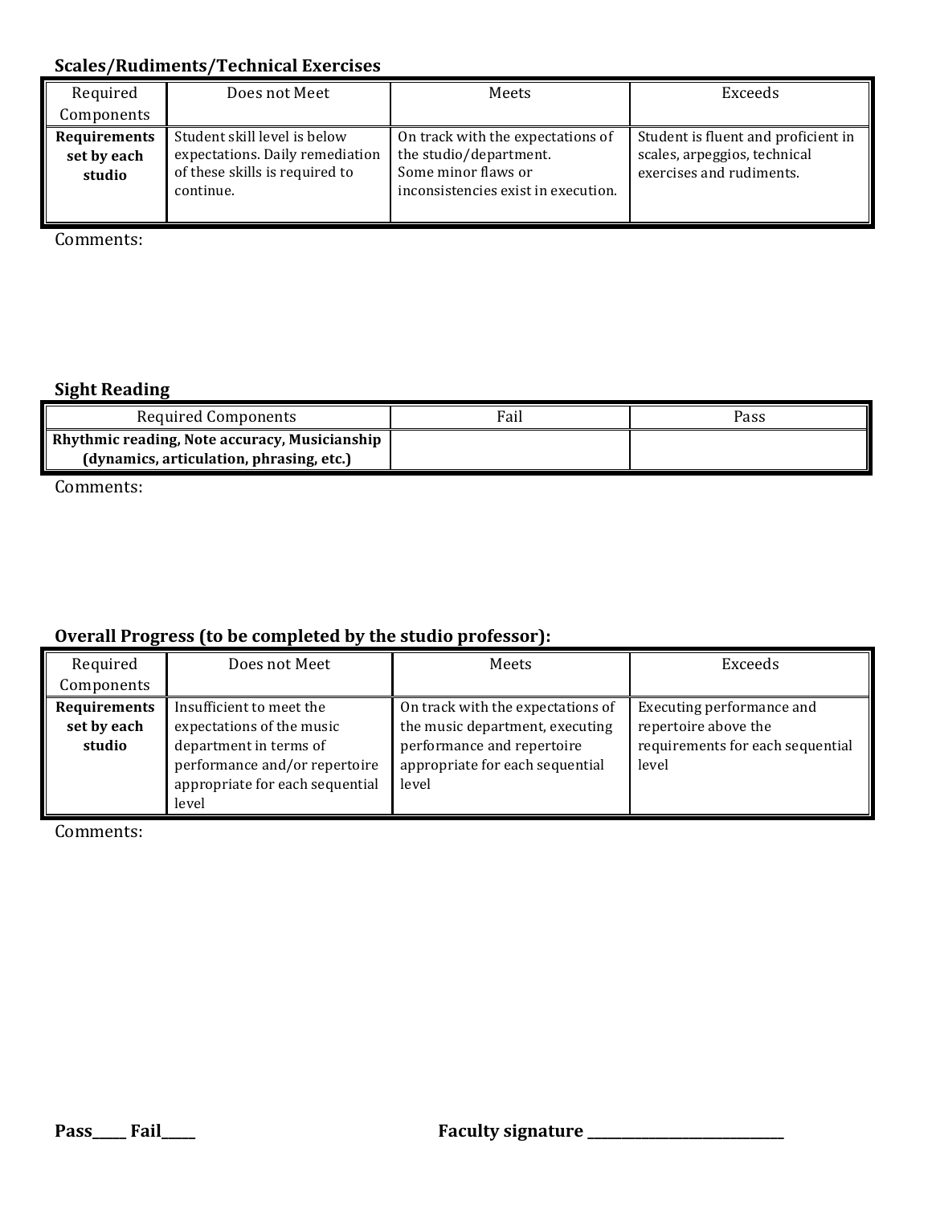**Scales/Rudiments/Technical Exercises**

| Required Components | Does not Meet | Meets | Exceeds |
|---|---|---|---|
| **Requirements set by each studio** | Student skill level is below expectations. Daily remediation of these skills is required to continue. | On track with the expectations of the studio/department. Some minor flaws or inconsistencies exist in execution. | Student is fluent and proficient in scales, arpeggios, technical exercises and rudiments. |

Comments:

**Sight Reading**

| Required Components | Fail | Pass |
|---|---|---|
| **Rhythmic reading, Note accuracy, Musicianship (dynamics, articulation, phrasing, etc.)** | | |

Comments:

**Overall Progress (to be completed by the studio professor):**

| Required Components | Does not Meet | Meets | Exceeds |
|---|---|---|---|
| **Requirements set by each studio** | Insufficient to meet the expectations of the music department in terms of performance and/or repertoire appropriate for each sequential level | On track with the expectations of the music department, executing performance and repertoire appropriate for each sequential level | Executing performance and repertoire above the requirements for each sequential level |

Comments:

**Pass____ Fail____**

**Faculty signature ________________________**